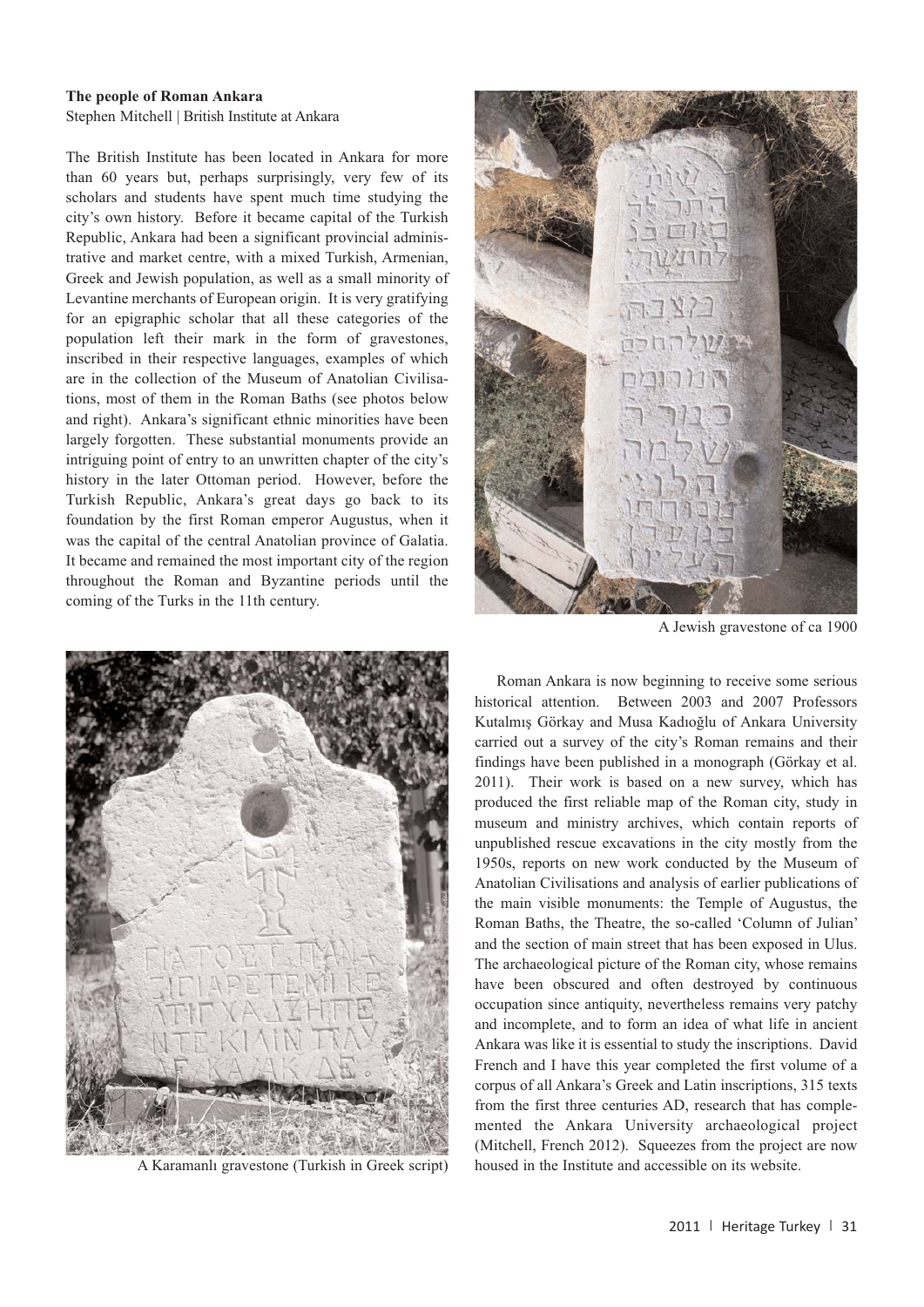**The people of Roman Ankara**
Stephen Mitchell | British Institute at Ankara

The British Institute has been located in Ankara for more than 60 years but, perhaps surprisingly, very few of its scholars and students have spent much time studying the city's own history. Before it became capital of the Turkish Republic, Ankara had been a significant provincial administrative and market centre, with a mixed Turkish, Armenian, Greek and Jewish population, as well as a small minority of Levantine merchants of European origin. It is very gratifying for an epigraphic scholar that all these categories of the population left their mark in the form of gravestones, inscribed in their respective languages, examples of which are in the collection of the Museum of Anatolian Civilisations, most of them in the Roman Baths (see photos below and right). Ankara's significant ethnic minorities have been largely forgotten. These substantial monuments provide an intriguing point of entry to an unwritten chapter of the city's history in the later Ottoman period. However, before the Turkish Republic, Ankara's great days go back to its foundation by the first Roman emperor Augustus, when it was the capital of the central Anatolian province of Galatia. It became and remained the most important city of the region throughout the Roman and Byzantine periods until the coming of the Turks in the 11th century.

A Jewish gravestone of ca 1900

A Karamanlı gravestone (Turkish in Greek script)

Roman Ankara is now beginning to receive some serious historical attention. Between 2003 and 2007 Professors Kutalmış Görkay and Musa Kadıoğlu of Ankara University carried out a survey of the city's Roman remains and their findings have been published in a monograph (Görkay et al. 2011). Their work is based on a new survey, which has produced the first reliable map of the Roman city, study in museum and ministry archives, which contain reports of unpublished rescue excavations in the city mostly from the 1950s, reports on new work conducted by the Museum of Anatolian Civilisations and analysis of earlier publications of the main visible monuments: the Temple of Augustus, the Roman Baths, the Theatre, the so-called 'Column of Julian' and the section of main street that has been exposed in Ulus. The archaeological picture of the Roman city, whose remains have been obscured and often destroyed by continuous occupation since antiquity, nevertheless remains very patchy and incomplete, and to form an idea of what life in ancient Ankara was like it is essential to study the inscriptions. David French and I have this year completed the first volume of a corpus of all Ankara's Greek and Latin inscriptions, 315 texts from the first three centuries AD, research that has complemented the Ankara University archaeological project (Mitchell, French 2012). Squeezes from the project are now housed in the Institute and accessible on its website.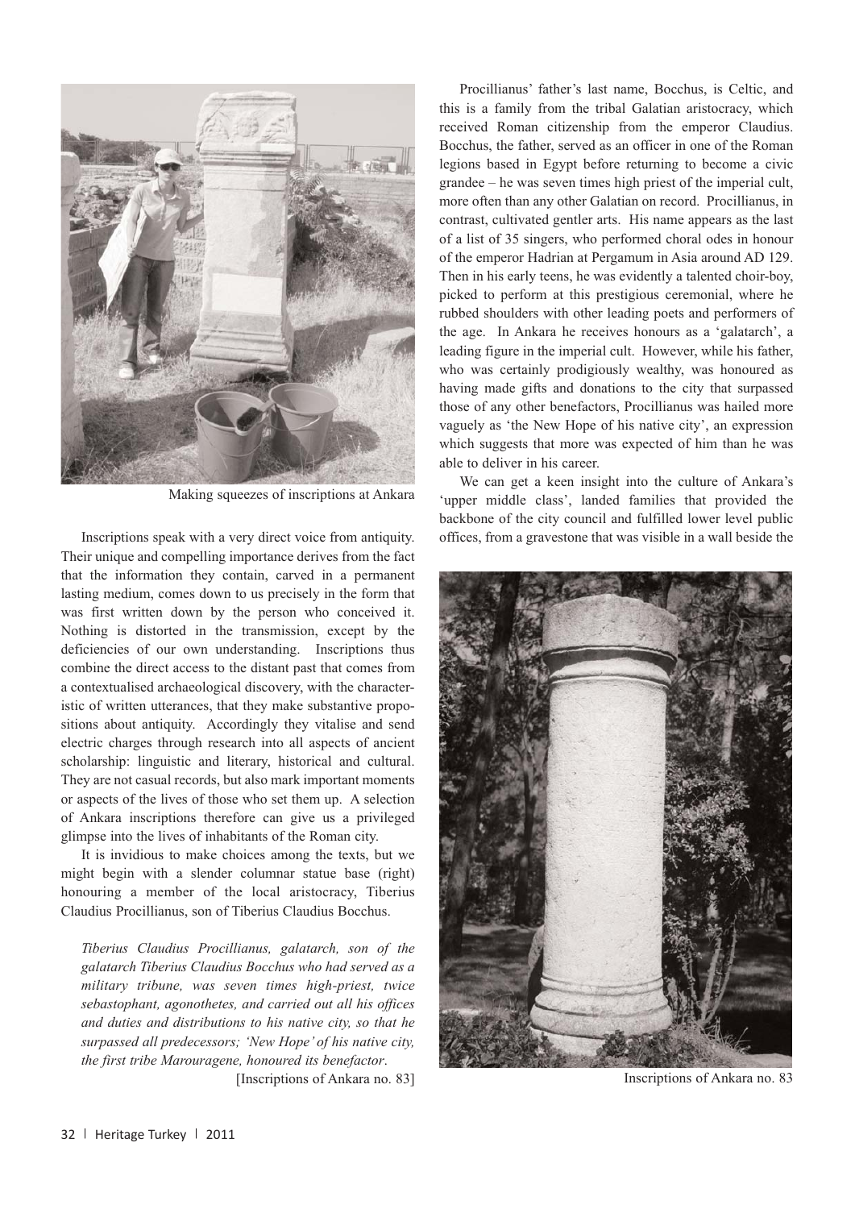Making squeezes of inscriptions at Ankara

Inscriptions speak with a very direct voice from antiquity. Their unique and compelling importance derives from the fact that the information they contain, carved in a permanent lasting medium, comes down to us precisely in the form that was first written down by the person who conceived it. Nothing is distorted in the transmission, except by the deficiencies of our own understanding. Inscriptions thus combine the direct access to the distant past that comes from a contextualised archaeological discovery, with the characteristic of written utterances, that they make substantive propositions about antiquity. Accordingly they vitalise and send electric charges through research into all aspects of ancient scholarship: linguistic and literary, historical and cultural. They are not casual records, but also mark important moments or aspects of the lives of those who set them up. A selection of Ankara inscriptions therefore can give us a privileged glimpse into the lives of inhabitants of the Roman city.

It is invidious to make choices among the texts, but we might begin with a slender columnar statue base (right) honouring a member of the local aristocracy, Tiberius Claudius Procillianus, son of Tiberius Claudius Bocchus.

*Tiberius Claudius Procillianus, galatarch, son of the galatarch Tiberius Claudius Bocchus who had served as a military tribune, was seven times high-priest, twice sebastophant, agonothetes, and carried out all his offices and duties and distributions to his native city, so that he surpassed all predecessors; 'New Hope' of his native city, the first tribe Marouragene, honoured its benefactor*.

[Inscriptions of Ankara no. 83]

Procillianus' father's last name, Bocchus, is Celtic, and this is a family from the tribal Galatian aristocracy, which received Roman citizenship from the emperor Claudius. Bocchus, the father, served as an officer in one of the Roman legions based in Egypt before returning to become a civic grandee – he was seven times high priest of the imperial cult, more often than any other Galatian on record. Procillianus, in contrast, cultivated gentler arts. His name appears as the last of a list of 35 singers, who performed choral odes in honour of the emperor Hadrian at Pergamum in Asia around AD 129. Then in his early teens, he was evidently a talented choir-boy, picked to perform at this prestigious ceremonial, where he rubbed shoulders with other leading poets and performers of the age. In Ankara he receives honours as a 'galatarch', a leading figure in the imperial cult. However, while his father, who was certainly prodigiously wealthy, was honoured as having made gifts and donations to the city that surpassed those of any other benefactors, Procillianus was hailed more vaguely as 'the New Hope of his native city', an expression which suggests that more was expected of him than he was able to deliver in his career.

We can get a keen insight into the culture of Ankara's 'upper middle class', landed families that provided the backbone of the city council and fulfilled lower level public offices, from a gravestone that was visible in a wall beside the

Inscriptions of Ankara no. 83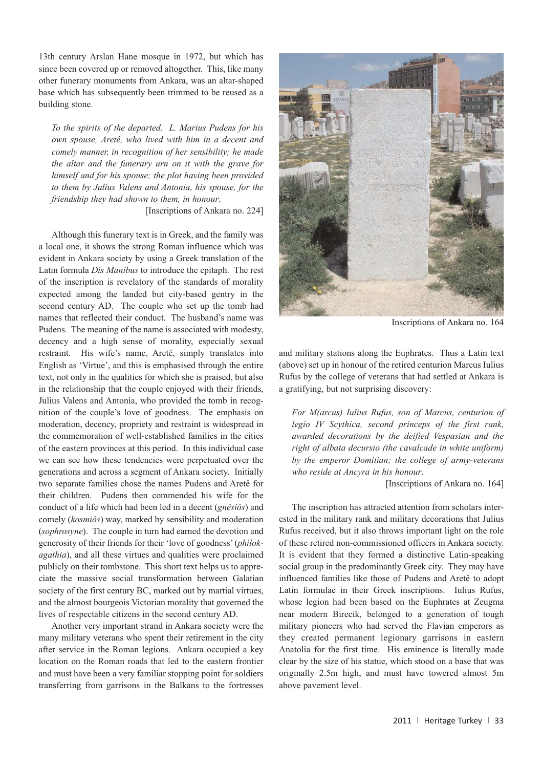13th century Arslan Hane mosque in 1972, but which has since been covered up or removed altogether. This, like many other funerary monuments from Ankara, was an altar-shaped base which has subsequently been trimmed to be reused as a building stone.

> *To the spirits of the departed. L. Marius Pudens for his own spouse, Aretê, who lived with him in a decent and comely manner, in recognition of her sensibility; he made the altar and the funerary urn on it with the grave for himself and for his spouse; the plot having been provided to them by Julius Valens and Antonia, his spouse, for the friendship they had shown to them, in honour*.
>
> [Inscriptions of Ankara no. 224]

Although this funerary text is in Greek, and the family was a local one, it shows the strong Roman influence which was evident in Ankara society by using a Greek translation of the Latin formula *Dis Manibus* to introduce the epitaph. The rest of the inscription is revelatory of the standards of morality expected among the landed but city-based gentry in the second century AD. The couple who set up the tomb had names that reflected their conduct. The husband's name was Pudens. The meaning of the name is associated with modesty, decency and a high sense of morality, especially sexual restraint. His wife's name, Aretê, simply translates into English as 'Virtue', and this is emphasised through the entire text, not only in the qualities for which she is praised, but also in the relationship that the couple enjoyed with their friends, Julius Valens and Antonia, who provided the tomb in recognition of the couple's love of goodness. The emphasis on moderation, decency, propriety and restraint is widespread in the commemoration of well-established families in the cities of the eastern provinces at this period. In this individual case we can see how these tendencies were perpetuated over the generations and across a segment of Ankara society. Initially two separate families chose the names Pudens and Aretê for their children. Pudens then commended his wife for the conduct of a life which had been led in a decent (*gnêsiôs*) and comely (*kosmiôs*) way, marked by sensibility and moderation (*sophrosyne*). The couple in turn had earned the devotion and generosity of their friends for their 'love of goodness' (*philokagathia*), and all these virtues and qualities were proclaimed publicly on their tombstone. This short text helps us to appreciate the massive social transformation between Galatian society of the first century BC, marked out by martial virtues, and the almost bourgeois Victorian morality that governed the lives of respectable citizens in the second century AD.

Another very important strand in Ankara society were the many military veterans who spent their retirement in the city after service in the Roman legions. Ankara occupied a key location on the Roman roads that led to the eastern frontier and must have been a very familiar stopping point for soldiers transferring from garrisons in the Balkans to the fortresses and military stations along the Euphrates. Thus a Latin text (above) set up in honour of the retired centurion Marcus Iulius Rufus by the college of veterans that had settled at Ankara is a gratifying, but not surprising discovery:

Inscriptions of Ankara no. 164

> *For M(arcus) Iulius Rufus, son of Marcus, centurion of legio IV Scythica, second princeps of the first rank, awarded decorations by the deified Vespasian and the right of albata decursio (the cavalcade in white uniform) by the emperor Domitian; the college of army-veterans who reside at Ancyra in his honour*.
>
> [Inscriptions of Ankara no. 164]

The inscription has attracted attention from scholars interested in the military rank and military decorations that Julius Rufus received, but it also throws important light on the role of these retired non-commissioned officers in Ankara society. It is evident that they formed a distinctive Latin-speaking social group in the predominantly Greek city. They may have influenced families like those of Pudens and Aretê to adopt Latin formulae in their Greek inscriptions. Iulius Rufus, whose legion had been based on the Euphrates at Zeugma near modern Birecik, belonged to a generation of tough military pioneers who had served the Flavian emperors as they created permanent legionary garrisons in eastern Anatolia for the first time. His eminence is literally made clear by the size of his statue, which stood on a base that was originally 2.5m high, and must have towered almost 5m above pavement level.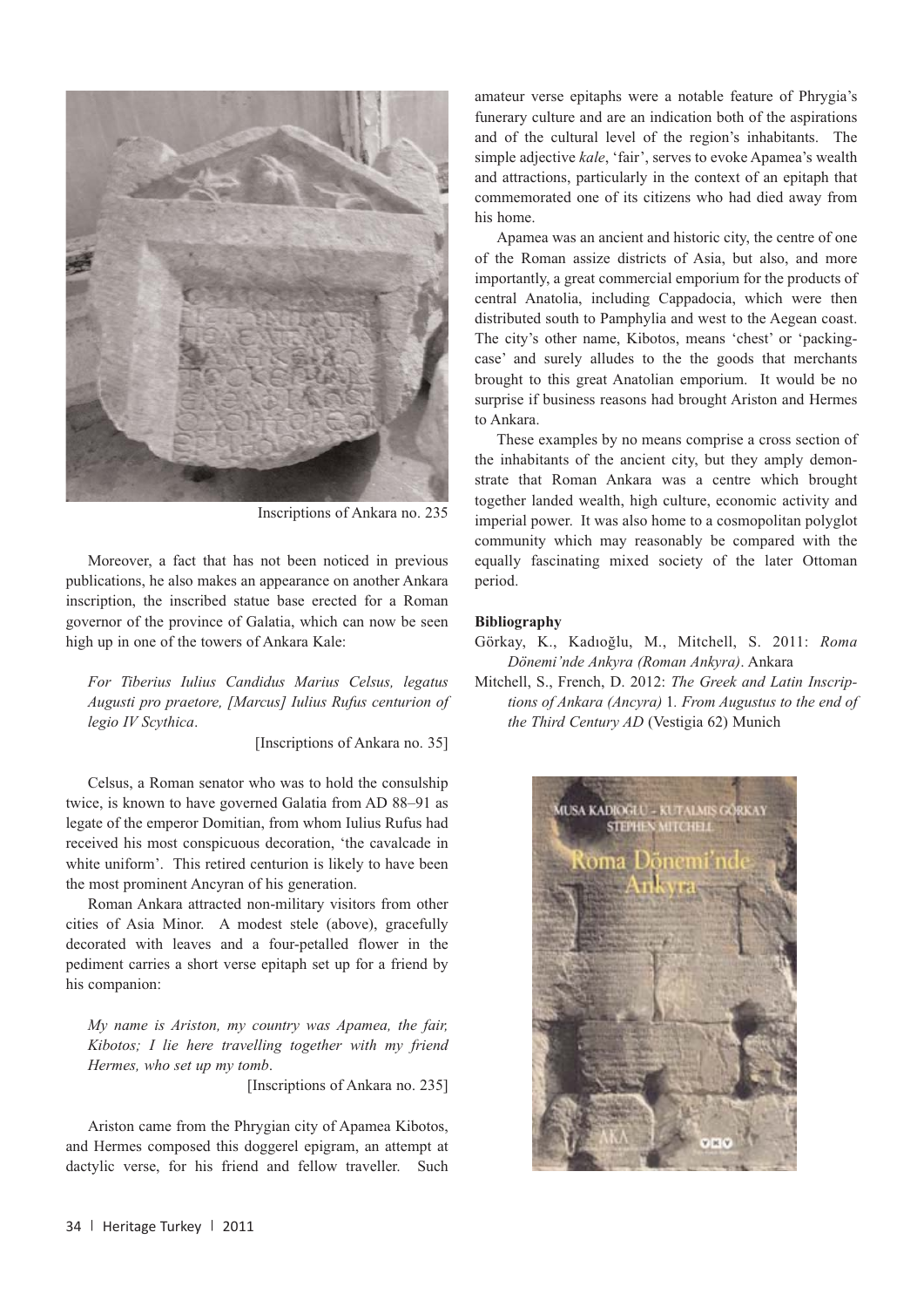Inscriptions of Ankara no. 235

Moreover, a fact that has not been noticed in previous publications, he also makes an appearance on another Ankara inscription, the inscribed statue base erected for a Roman governor of the province of Galatia, which can now be seen high up in one of the towers of Ankara Kale:

*For Tiberius Iulius Candidus Marius Celsus, legatus Augusti pro praetore, [Marcus] Iulius Rufus centurion of legio IV Scythica*.

[Inscriptions of Ankara no. 35]

Celsus, a Roman senator who was to hold the consulship twice, is known to have governed Galatia from AD 88–91 as legate of the emperor Domitian, from whom Iulius Rufus had received his most conspicuous decoration, 'the cavalcade in white uniform'. This retired centurion is likely to have been the most prominent Ancyran of his generation.

Roman Ankara attracted non-military visitors from other cities of Asia Minor. A modest stele (above), gracefully decorated with leaves and a four-petalled flower in the pediment carries a short verse epitaph set up for a friend by his companion:

*My name is Ariston, my country was Apamea, the fair, Kibotos; I lie here travelling together with my friend Hermes, who set up my tomb*.

[Inscriptions of Ankara no. 235]

Ariston came from the Phrygian city of Apamea Kibotos, and Hermes composed this doggerel epigram, an attempt at dactylic verse, for his friend and fellow traveller. Such amateur verse epitaphs were a notable feature of Phrygia's funerary culture and are an indication both of the aspirations and of the cultural level of the region's inhabitants. The simple adjective *kale*, 'fair', serves to evoke Apamea's wealth and attractions, particularly in the context of an epitaph that commemorated one of its citizens who had died away from his home.

Apamea was an ancient and historic city, the centre of one of the Roman assize districts of Asia, but also, and more importantly, a great commercial emporium for the products of central Anatolia, including Cappadocia, which were then distributed south to Pamphylia and west to the Aegean coast. The city's other name, Kibotos, means 'chest' or 'packing-case' and surely alludes to the the goods that merchants brought to this great Anatolian emporium. It would be no surprise if business reasons had brought Ariston and Hermes to Ankara.

These examples by no means comprise a cross section of the inhabitants of the ancient city, but they amply demonstrate that Roman Ankara was a centre which brought together landed wealth, high culture, economic activity and imperial power. It was also home to a cosmopolitan polyglot community which may reasonably be compared with the equally fascinating mixed society of the later Ottoman period.

**Bibliography**

Görkay, K., Kadıoğlu, M., Mitchell, S. 2011: *Roma Dönemi'nde Ankyra (Roman Ankyra)*. Ankara

Mitchell, S., French, D. 2012: *The Greek and Latin Inscriptions of Ankara (Ancyra)* 1*. From Augustus to the end of the Third Century AD* (Vestigia 62) Munich